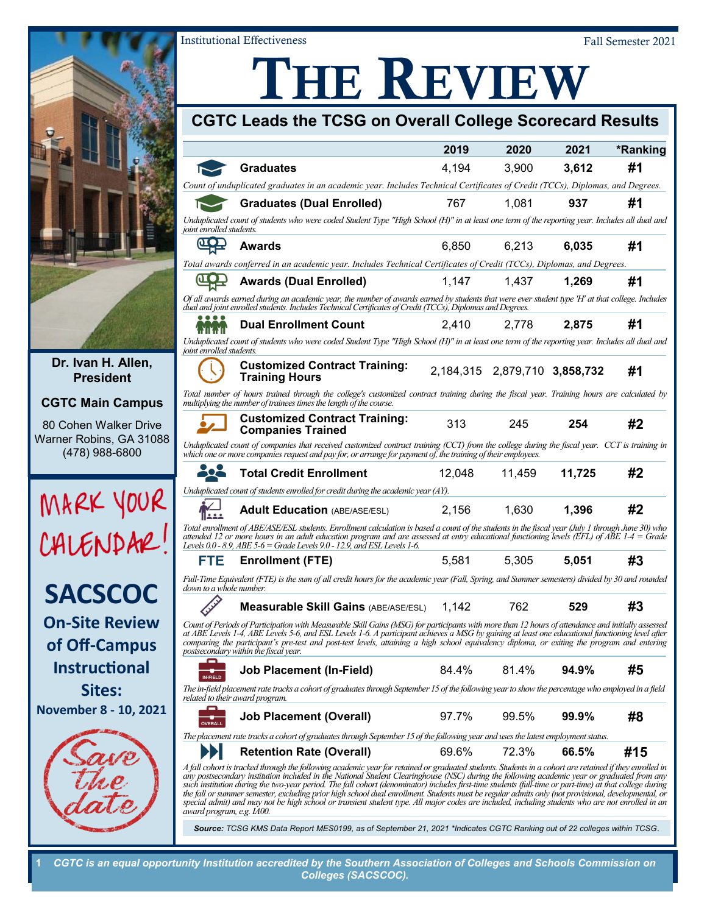Institutional Effectiveness

Fall Semester 2021

# THE REVIEW

## CGTC Leads the TCSG on Overall College Scorecard Results

| | 2019 | 2020 | 2021 | *Ranking |
|---|---|---|---|---|
| **Graduates** | 4,194 | 3,900 | **3,612** | **#1** |
| *Count of unduplicated graduates in an academic year. Includes Technical Certificates of Credit (TCCs), Diplomas, and Degrees.* | | | | |
| **Graduates (Dual Enrolled)** | 767 | 1,081 | **937** | **#1** |
| *Unduplicated count of students who were coded Student Type "High School (H)" in at least one term of the reporting year. Includes all dual and joint enrolled students.* | | | | |
| **Awards** | 6,850 | 6,213 | **6,035** | **#1** |
| *Total awards conferred in an academic year. Includes Technical Certificates of Credit (TCCs), Diplomas, and Degrees.* | | | | |
| **Awards (Dual Enrolled)** | 1,147 | 1,437 | **1,269** | **#1** |
| *Of all awards earned during an academic year, the number of awards earned by students that were ever student type 'H' at that college. Includes dual and joint enrolled students. Includes Technical Certificates of Credit (TCCs), Diplomas and Degrees.* | | | | |
| **Dual Enrollment Count** | 2,410 | 2,778 | **2,875** | **#1** |
| *Unduplicated count of students who were coded Student Type "High School (H)" in at least one term of the reporting year. Includes all dual and joint enrolled students.* | | | | |
| **Customized Contract Training: Training Hours** | 2,184,315 | 2,879,710 | **3,858,732** | **#1** |
| *Total number of hours trained through the college's customized contract training during the fiscal year. Training hours are calculated by multiplying the number of trainees times the length of the course.* | | | | |
| **Customized Contract Training: Companies Trained** | 313 | 245 | **254** | **#2** |
| *Unduplicated count of companies that received customized contract training (CCT) from the college during the fiscal year. CCT is training in which one or more companies request and pay for, or arrange for payment of, the training of their employees.* | | | | |
| **Total Credit Enrollment** | 12,048 | 11,459 | **11,725** | **#2** |
| *Unduplicated count of students enrolled for credit during the academic year (AY).* | | | | |
| **Adult Education** (ABE/ASE/ESL) | 2,156 | 1,630 | **1,396** | **#2** |
| *Total enrollment of ABE/ASE/ESL students. Enrollment calculation is based a count of the students in the fiscal year (July 1 through June 30) who attended 12 or more hours in an adult education program and are assessed at entry educational functioning levels (EFL) of ABE 1-4 = Grade Levels 0.0 - 8.9, ABE 5-6 = Grade Levels 9.0 - 12.9, and ESL Levels 1-6.* | | | | |
| **FTE Enrollment (FTE)** | 5,581 | 5,305 | **5,051** | **#3** |
| *Full-Time Equivalent (FTE) is the sum of all credit hours for the academic year (Fall, Spring, and Summer semesters) divided by 30 and rounded down to a whole number.* | | | | |
| **Measurable Skill Gains** (ABE/ASE/ESL) | 1,142 | 762 | **529** | **#3** |
| *Count of Periods of Participation with Measurable Skill Gains (MSG) for participants with more than 12 hours of attendance and initially assessed at ABE Levels 1-4, ABE Levels 5-6, and ESL Levels 1-6. A participant achieves a MSG by gaining at least one educational functioning level after comparing the participant's pre-test and post-test levels, attaining a high school equivalency diploma, or exiting the program and entering postsecondary within the fiscal year.* | | | | |
| **Job Placement (In-Field)** | 84.4% | 81.4% | **94.9%** | **#5** |
| *The in-field placement rate tracks a cohort of graduates through September 15 of the following year to show the percentage who employed in a field related to their award program.* | | | | |
| **Job Placement (Overall)** | 97.7% | 99.5% | **99.9%** | **#8** |
| *The placement rate tracks a cohort of graduates through September 15 of the following year and uses the latest employment status.* | | | | |
| **Retention Rate (Overall)** | 69.6% | 72.3% | **66.5%** | **#15** |
| *A fall cohort is tracked through the following academic year for retained or graduated students. Students in a cohort are retained if they enrolled in any postsecondary institution included in the National Student Clearinghouse (NSC) during the following academic year or graduated from any such institution during the two-year period. The fall cohort (denominator) includes first-time students (full-time or part-time) at that college during the fall or summer semester, excluding prior high school dual enrollment. Students must be regular admits only (not provisional, developmental, or special admit) and may not be high school or transient student type. All major codes are included, including students who are not enrolled in an award program, e.g. IA00.* | | | | |

***Source:** TCSG KMS Data Report MES0199, as of September 21, 2021 \*Indicates CGTC Ranking out of 22 colleges within TCSG.*

**Dr. Ivan H. Allen, President**

**CGTC Main Campus**

80 Cohen Walker Drive
Warner Robins, GA 31088
(478) 988-6800

MARK YOUR CALENDAR!

**SACSCOC**

**On-Site Review of Off-Campus Instructional Sites:**

**November 8 - 10, 2021**

Save the date

*CGTC is an equal opportunity Institution accredited by the Southern Association of Colleges and Schools Commission on Colleges (SACSCOC).*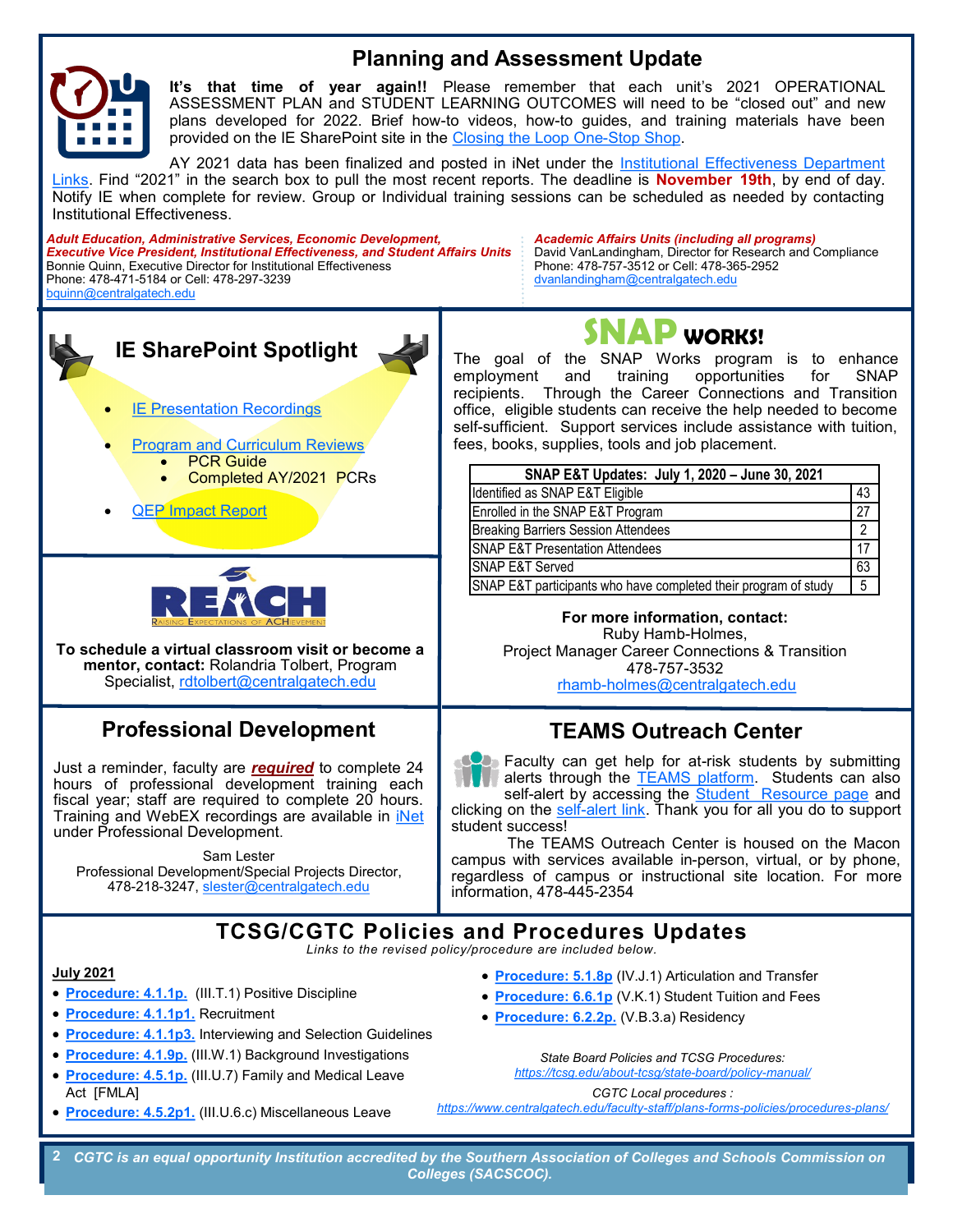## Planning and Assessment Update

**It's that time of year again!!** Please remember that each unit's 2021 OPERATIONAL ASSESSMENT PLAN and STUDENT LEARNING OUTCOMES will need to be "closed out" and new plans developed for 2022. Brief how-to videos, how-to guides, and training materials have been provided on the IE SharePoint site in the Closing the Loop One-Stop Shop.

AY 2021 data has been finalized and posted in iNet under the Institutional Effectiveness Department Links. Find "2021" in the search box to pull the most recent reports. The deadline is **November 19th**, by end of day. Notify IE when complete for review. Group or Individual training sessions can be scheduled as needed by contacting Institutional Effectiveness.

***Adult Education, Administrative Services, Economic Development, Executive Vice President, Institutional Effectiveness, and Student Affairs Units***
Bonnie Quinn, Executive Director for Institutional Effectiveness
Phone: 478-471-5184 or Cell: 478-297-3239
bquinn@centralgatech.edu

***Academic Affairs Units (including all programs)***
David VanLandingham, Director for Research and Compliance
Phone: 478-757-3512 or Cell: 478-365-2952
dvanlandingham@centralgatech.edu

## IE SharePoint Spotlight

- IE Presentation Recordings
- Program and Curriculum Reviews
  - PCR Guide
  - Completed AY/2021 PCRs
- QEP Impact Report

**REACH** — Raising Expectations of Achievement

**To schedule a virtual classroom visit or become a mentor, contact:** Rolandria Tolbert, Program Specialist, rdtolbert@centralgatech.edu

## SNAP WORKS!

The goal of the SNAP Works program is to enhance employment and training opportunities for SNAP recipients. Through the Career Connections and Transition office, eligible students can receive the help needed to become self-sufficient. Support services include assistance with tuition, fees, books, supplies, tools and job placement.

| SNAP E&T Updates: July 1, 2020 – June 30, 2021 | |
|---|---|
| Identified as SNAP E&T Eligible | 43 |
| Enrolled in the SNAP E&T Program | 27 |
| Breaking Barriers Session Attendees | 2 |
| SNAP E&T Presentation Attendees | 17 |
| SNAP E&T Served | 63 |
| SNAP E&T participants who have completed their program of study | 5 |

**For more information, contact:**
Ruby Hamb-Holmes,
Project Manager Career Connections & Transition
478-757-3532
rhamb-holmes@centralgatech.edu

## Professional Development

Just a reminder, faculty are ***required*** to complete 24 hours of professional development training each fiscal year; staff are required to complete 20 hours. Training and WebEX recordings are available in iNet under Professional Development.

Sam Lester
Professional Development/Special Projects Director,
478-218-3247, slester@centralgatech.edu

## TEAMS Outreach Center

Faculty can get help for at-risk students by submitting alerts through the TEAMS platform. Students can also self-alert by accessing the Student Resource page and clicking on the self-alert link. Thank you for all you do to support student success!

The TEAMS Outreach Center is housed on the Macon campus with services available in-person, virtual, or by phone, regardless of campus or instructional site location. For more information, 478-445-2354

## TCSG/CGTC Policies and Procedures Updates

*Links to the revised policy/procedure are included below.*

**July 2021**

- **Procedure: 4.1.1p.** (III.T.1) Positive Discipline
- **Procedure: 4.1.1p1.** Recruitment
- **Procedure: 4.1.1p3.** Interviewing and Selection Guidelines
- **Procedure: 4.1.9p.** (III.W.1) Background Investigations
- **Procedure: 4.5.1p.** (III.U.7) Family and Medical Leave Act [FMLA]
- **Procedure: 4.5.2p1.** (III.U.6.c) Miscellaneous Leave
- **Procedure: 5.1.8p** (IV.J.1) Articulation and Transfer
- **Procedure: 6.6.1p** (V.K.1) Student Tuition and Fees
- **Procedure: 6.2.2p.** (V.B.3.a) Residency

*State Board Policies and TCSG Procedures:*
*https://tcsg.edu/about-tcsg/state-board/policy-manual/*

*CGTC Local procedures :*
*https://www.centralgatech.edu/faculty-staff/plans-forms-policies/procedures-plans/*

***CGTC is an equal opportunity Institution accredited by the Southern Association of Colleges and Schools Commission on Colleges (SACSCOC).***